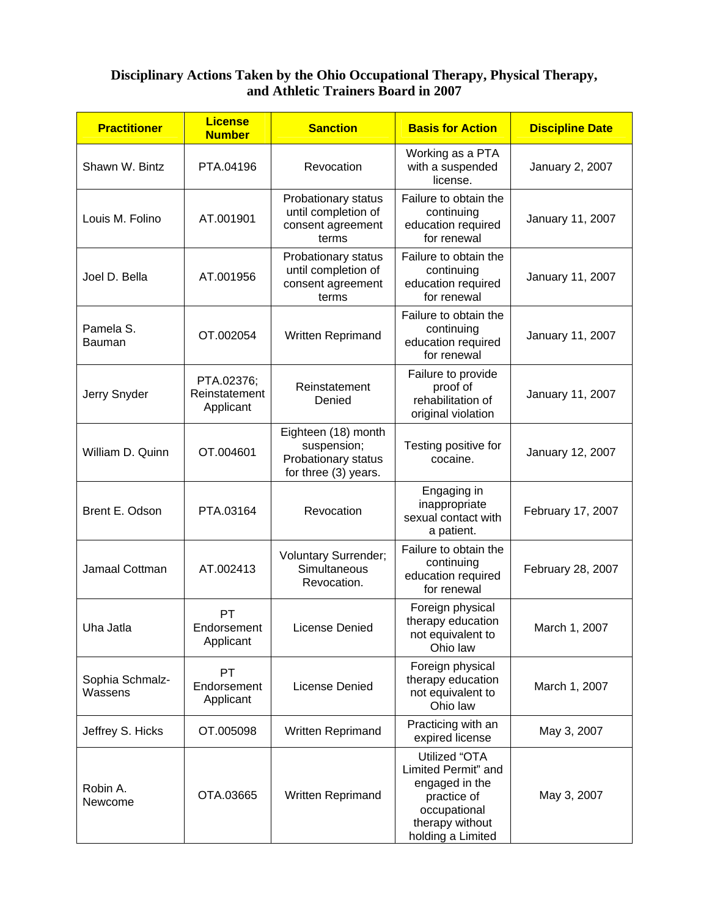# Disciplinary Actions Taken by the Ohio Occupational Therapy, Physical Therapy, and Athletic Trainers Board in 2007

| Practitioner | License Number | Sanction | Basis for Action | Discipline Date |
|---|---|---|---|---|
| Shawn W. Bintz | PTA.04196 | Revocation | Working as a PTA with a suspended license. | January 2, 2007 |
| Louis M. Folino | AT.001901 | Probationary status until completion of consent agreement terms | Failure to obtain the continuing education required for renewal | January 11, 2007 |
| Joel D. Bella | AT.001956 | Probationary status until completion of consent agreement terms | Failure to obtain the continuing education required for renewal | January 11, 2007 |
| Pamela S. Bauman | OT.002054 | Written Reprimand | Failure to obtain the continuing education required for renewal | January 11, 2007 |
| Jerry Snyder | PTA.02376; Reinstatement Applicant | Reinstatement Denied | Failure to provide proof of rehabilitation of original violation | January 11, 2007 |
| William D. Quinn | OT.004601 | Eighteen (18) month suspension; Probationary status for three (3) years. | Testing positive for cocaine. | January 12, 2007 |
| Brent E. Odson | PTA.03164 | Revocation | Engaging in inappropriate sexual contact with a patient. | February 17, 2007 |
| Jamaal Cottman | AT.002413 | Voluntary Surrender; Simultaneous Revocation. | Failure to obtain the continuing education required for renewal | February 28, 2007 |
| Uha Jatla | PT Endorsement Applicant | License Denied | Foreign physical therapy education not equivalent to Ohio law | March 1, 2007 |
| Sophia Schmalz-Wassens | PT Endorsement Applicant | License Denied | Foreign physical therapy education not equivalent to Ohio law | March 1, 2007 |
| Jeffrey S. Hicks | OT.005098 | Written Reprimand | Practicing with an expired license | May 3, 2007 |
| Robin A. Newcome | OTA.03665 | Written Reprimand | Utilized "OTA Limited Permit" and engaged in the practice of occupational therapy without holding a Limited | May 3, 2007 |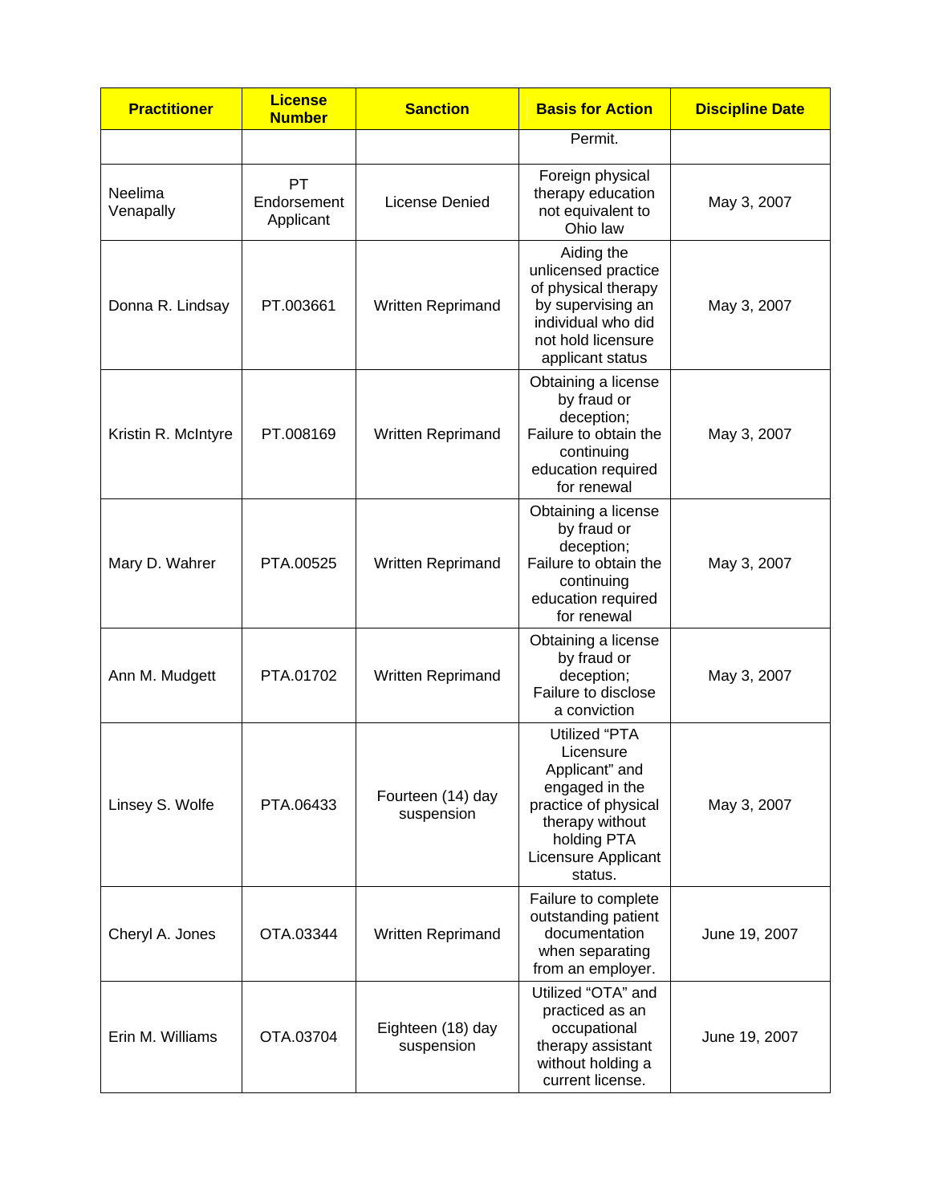| Practitioner | License Number | Sanction | Basis for Action | Discipline Date |
|---|---|---|---|---|
| | | | Permit. | |
| Neelima Venapally | PT Endorsement Applicant | License Denied | Foreign physical therapy education not equivalent to Ohio law | May 3, 2007 |
| Donna R. Lindsay | PT.003661 | Written Reprimand | Aiding the unlicensed practice of physical therapy by supervising an individual who did not hold licensure applicant status | May 3, 2007 |
| Kristin R. McIntyre | PT.008169 | Written Reprimand | Obtaining a license by fraud or deception; Failure to obtain the continuing education required for renewal | May 3, 2007 |
| Mary D. Wahrer | PTA.00525 | Written Reprimand | Obtaining a license by fraud or deception; Failure to obtain the continuing education required for renewal | May 3, 2007 |
| Ann M. Mudgett | PTA.01702 | Written Reprimand | Obtaining a license by fraud or deception; Failure to disclose a conviction | May 3, 2007 |
| Linsey S. Wolfe | PTA.06433 | Fourteen (14) day suspension | Utilized "PTA Licensure Applicant" and engaged in the practice of physical therapy without holding PTA Licensure Applicant status. | May 3, 2007 |
| Cheryl A. Jones | OTA.03344 | Written Reprimand | Failure to complete outstanding patient documentation when separating from an employer. | June 19, 2007 |
| Erin M. Williams | OTA.03704 | Eighteen (18) day suspension | Utilized "OTA" and practiced as an occupational therapy assistant without holding a current license. | June 19, 2007 |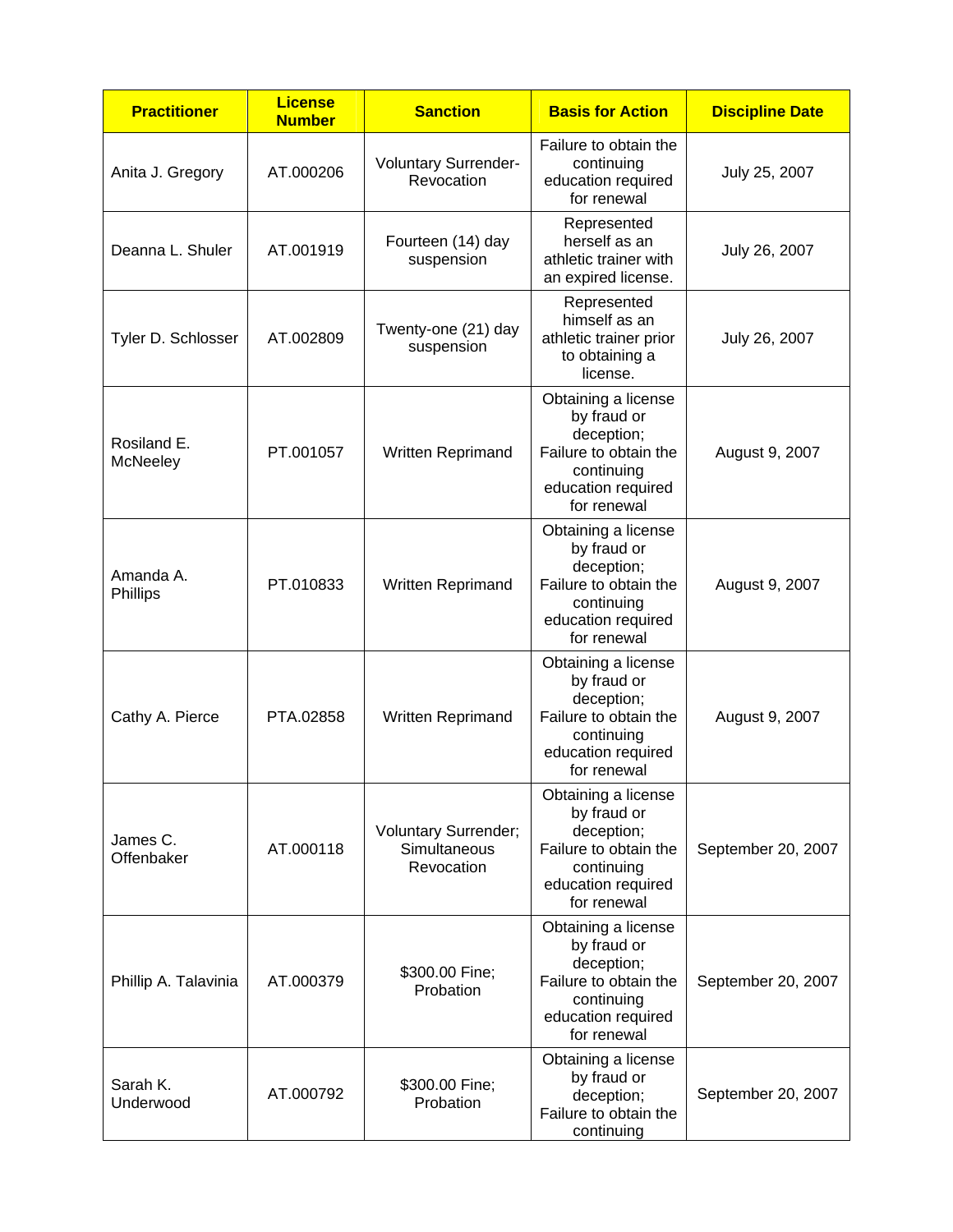| Practitioner | License Number | Sanction | Basis for Action | Discipline Date |
|---|---|---|---|---|
| Anita J. Gregory | AT.000206 | Voluntary Surrender-Revocation | Failure to obtain the continuing education required for renewal | July 25, 2007 |
| Deanna L. Shuler | AT.001919 | Fourteen (14) day suspension | Represented herself as an athletic trainer with an expired license. | July 26, 2007 |
| Tyler D. Schlosser | AT.002809 | Twenty-one (21) day suspension | Represented himself as an athletic trainer prior to obtaining a license. | July 26, 2007 |
| Rosiland E. McNeeley | PT.001057 | Written Reprimand | Obtaining a license by fraud or deception; Failure to obtain the continuing education required for renewal | August 9, 2007 |
| Amanda A. Phillips | PT.010833 | Written Reprimand | Obtaining a license by fraud or deception; Failure to obtain the continuing education required for renewal | August 9, 2007 |
| Cathy A. Pierce | PTA.02858 | Written Reprimand | Obtaining a license by fraud or deception; Failure to obtain the continuing education required for renewal | August 9, 2007 |
| James C. Offenbaker | AT.000118 | Voluntary Surrender; Simultaneous Revocation | Obtaining a license by fraud or deception; Failure to obtain the continuing education required for renewal | September 20, 2007 |
| Phillip A. Talavinia | AT.000379 | $300.00 Fine; Probation | Obtaining a license by fraud or deception; Failure to obtain the continuing education required for renewal | September 20, 2007 |
| Sarah K. Underwood | AT.000792 | $300.00 Fine; Probation | Obtaining a license by fraud or deception; Failure to obtain the continuing | September 20, 2007 |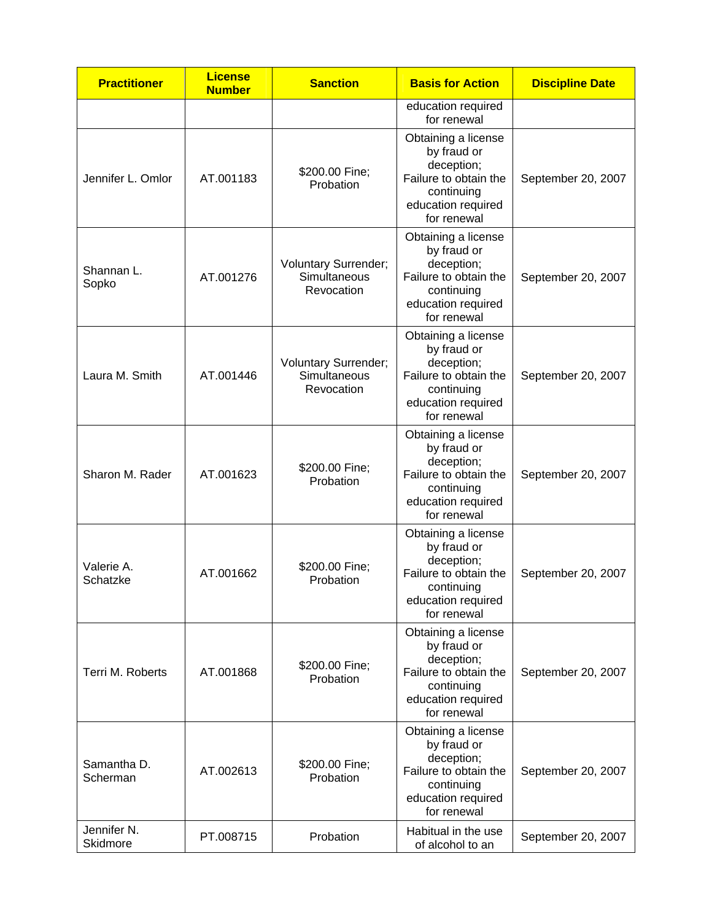| Practitioner | License Number | Sanction | Basis for Action | Discipline Date |
|---|---|---|---|---|
| | | | education required for renewal | |
| Jennifer L. Omlor | AT.001183 | $200.00 Fine; Probation | Obtaining a license by fraud or deception; Failure to obtain the continuing education required for renewal | September 20, 2007 |
| Shannan L. Sopko | AT.001276 | Voluntary Surrender; Simultaneous Revocation | Obtaining a license by fraud or deception; Failure to obtain the continuing education required for renewal | September 20, 2007 |
| Laura M. Smith | AT.001446 | Voluntary Surrender; Simultaneous Revocation | Obtaining a license by fraud or deception; Failure to obtain the continuing education required for renewal | September 20, 2007 |
| Sharon M. Rader | AT.001623 | $200.00 Fine; Probation | Obtaining a license by fraud or deception; Failure to obtain the continuing education required for renewal | September 20, 2007 |
| Valerie A. Schatzke | AT.001662 | $200.00 Fine; Probation | Obtaining a license by fraud or deception; Failure to obtain the continuing education required for renewal | September 20, 2007 |
| Terri M. Roberts | AT.001868 | $200.00 Fine; Probation | Obtaining a license by fraud or deception; Failure to obtain the continuing education required for renewal | September 20, 2007 |
| Samantha D. Scherman | AT.002613 | $200.00 Fine; Probation | Obtaining a license by fraud or deception; Failure to obtain the continuing education required for renewal | September 20, 2007 |
| Jennifer N. Skidmore | PT.008715 | Probation | Habitual in the use of alcohol to an | September 20, 2007 |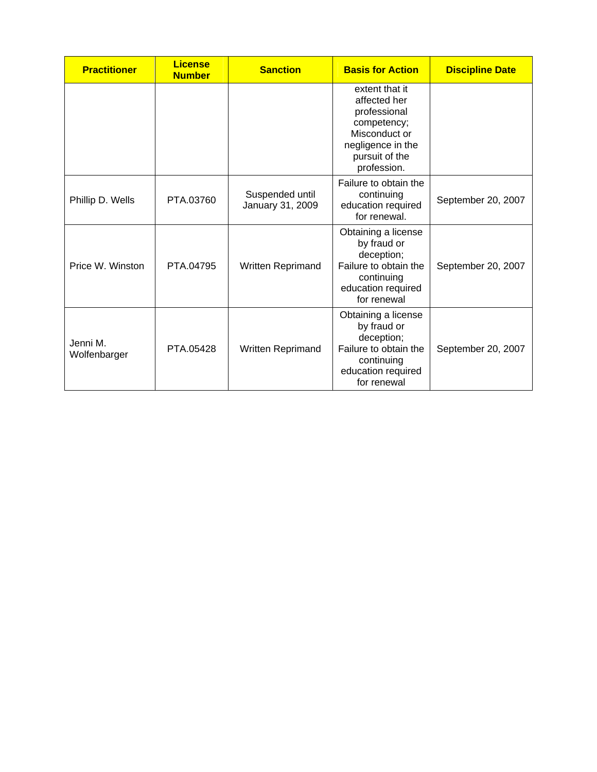| Practitioner | License Number | Sanction | Basis for Action | Discipline Date |
|---|---|---|---|---|
| | | | extent that it affected her professional competency; Misconduct or negligence in the pursuit of the profession. | |
| Phillip D. Wells | PTA.03760 | Suspended until January 31, 2009 | Failure to obtain the continuing education required for renewal. | September 20, 2007 |
| Price W. Winston | PTA.04795 | Written Reprimand | Obtaining a license by fraud or deception; Failure to obtain the continuing education required for renewal | September 20, 2007 |
| Jenni M. Wolfenbarger | PTA.05428 | Written Reprimand | Obtaining a license by fraud or deception; Failure to obtain the continuing education required for renewal | September 20, 2007 |